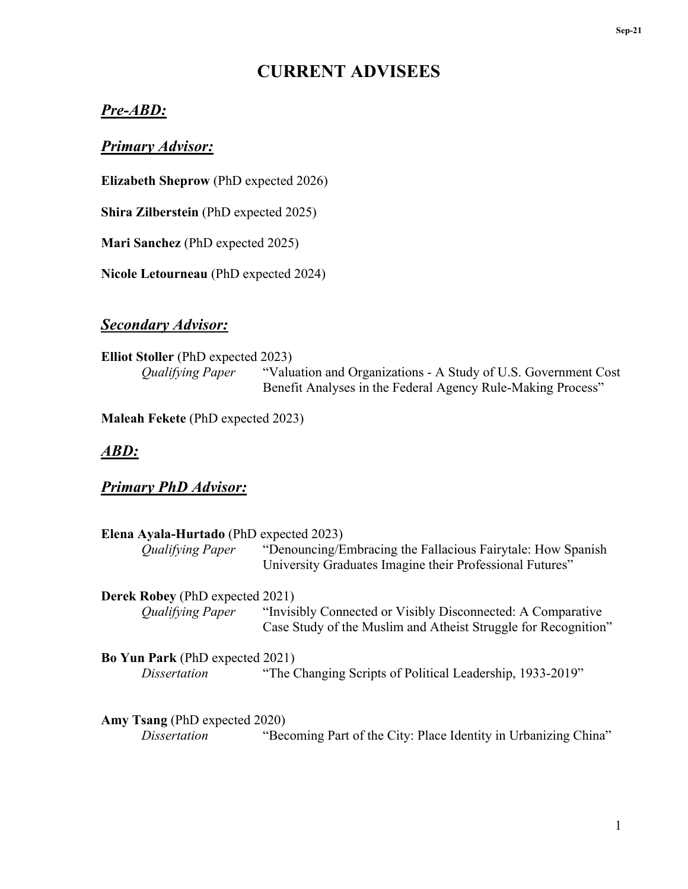# CURRENT ADVISEES

## *Pre-ABD:*

### *Primary Advisor:*

**Elizabeth Sheprow** (PhD expected 2026)

**Shira Zilberstein** (PhD expected 2025)

**Mari Sanchez** (PhD expected 2025)

**Nicole Letourneau** (PhD expected 2024)

### *Secondary Advisor:*

**Elliot Stoller** (PhD expected 2023)
*Qualifying Paper* "Valuation and Organizations - A Study of U.S. Government Cost Benefit Analyses in the Federal Agency Rule-Making Process"

**Maleah Fekete** (PhD expected 2023)

## *ABD:*

### *Primary PhD Advisor:*

**Elena Ayala-Hurtado** (PhD expected 2023)
*Qualifying Paper* "Denouncing/Embracing the Fallacious Fairytale: How Spanish University Graduates Imagine their Professional Futures"

**Derek Robey** (PhD expected 2021)
*Qualifying Paper* "Invisibly Connected or Visibly Disconnected: A Comparative Case Study of the Muslim and Atheist Struggle for Recognition"

**Bo Yun Park** (PhD expected 2021)
*Dissertation* "The Changing Scripts of Political Leadership, 1933-2019"

**Amy Tsang** (PhD expected 2020)
*Dissertation* "Becoming Part of the City: Place Identity in Urbanizing China"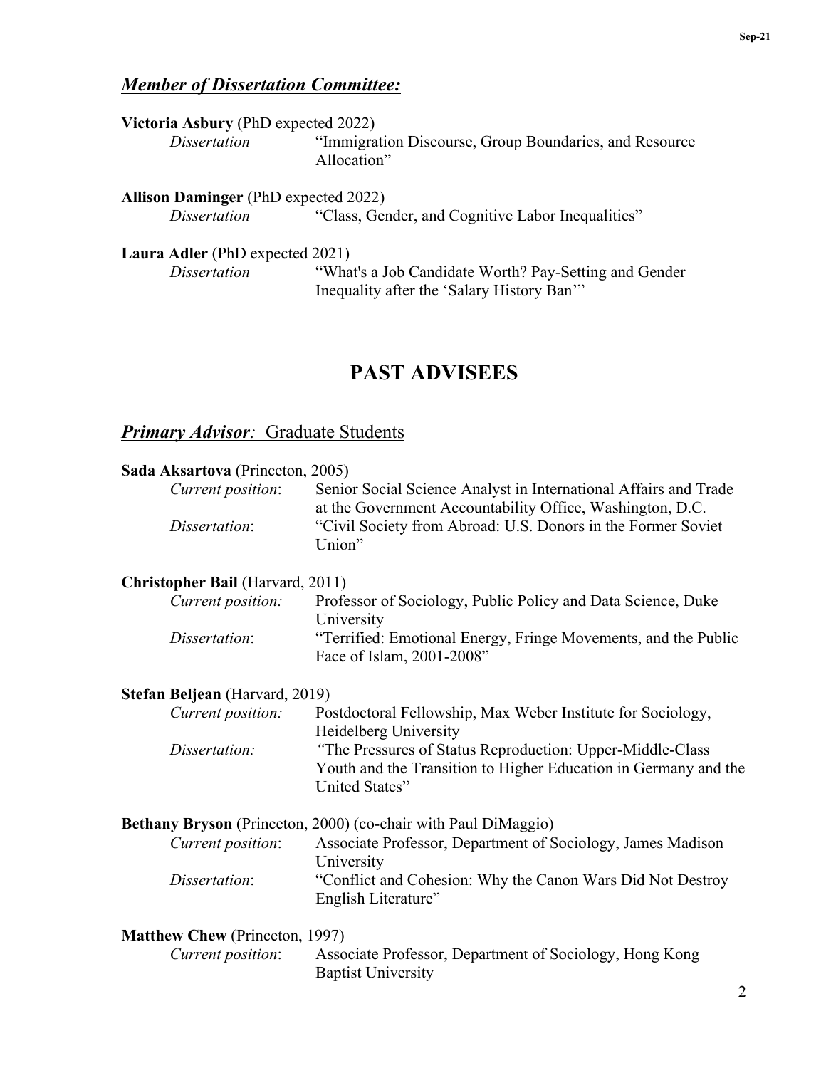### ***Member of Dissertation Committee:***

**Victoria Asbury** (PhD expected 2022)
*Dissertation* "Immigration Discourse, Group Boundaries, and Resource Allocation"

**Allison Daminger** (PhD expected 2022)
*Dissertation* "Class, Gender, and Cognitive Labor Inequalities"

**Laura Adler** (PhD expected 2021)
*Dissertation* "What's a Job Candidate Worth? Pay-Setting and Gender Inequality after the 'Salary History Ban'"

# PAST ADVISEES

## ***Primary Advisor:*** Graduate Students

**Sada Aksartova** (Princeton, 2005)
*Current position*: Senior Social Science Analyst in International Affairs and Trade at the Government Accountability Office, Washington, D.C.
*Dissertation*: "Civil Society from Abroad: U.S. Donors in the Former Soviet Union"

**Christopher Bail** (Harvard, 2011)
*Current position:* Professor of Sociology, Public Policy and Data Science, Duke University
*Dissertation*: "Terrified: Emotional Energy, Fringe Movements, and the Public Face of Islam, 2001-2008"

**Stefan Beljean** (Harvard, 2019)
*Current position:* Postdoctoral Fellowship, Max Weber Institute for Sociology, Heidelberg University
*Dissertation:* "The Pressures of Status Reproduction: Upper-Middle-Class Youth and the Transition to Higher Education in Germany and the United States"

**Bethany Bryson** (Princeton, 2000) (co-chair with Paul DiMaggio)
*Current position*: Associate Professor, Department of Sociology, James Madison University
*Dissertation*: "Conflict and Cohesion: Why the Canon Wars Did Not Destroy English Literature"

**Matthew Chew** (Princeton, 1997)
*Current position*: Associate Professor, Department of Sociology, Hong Kong Baptist University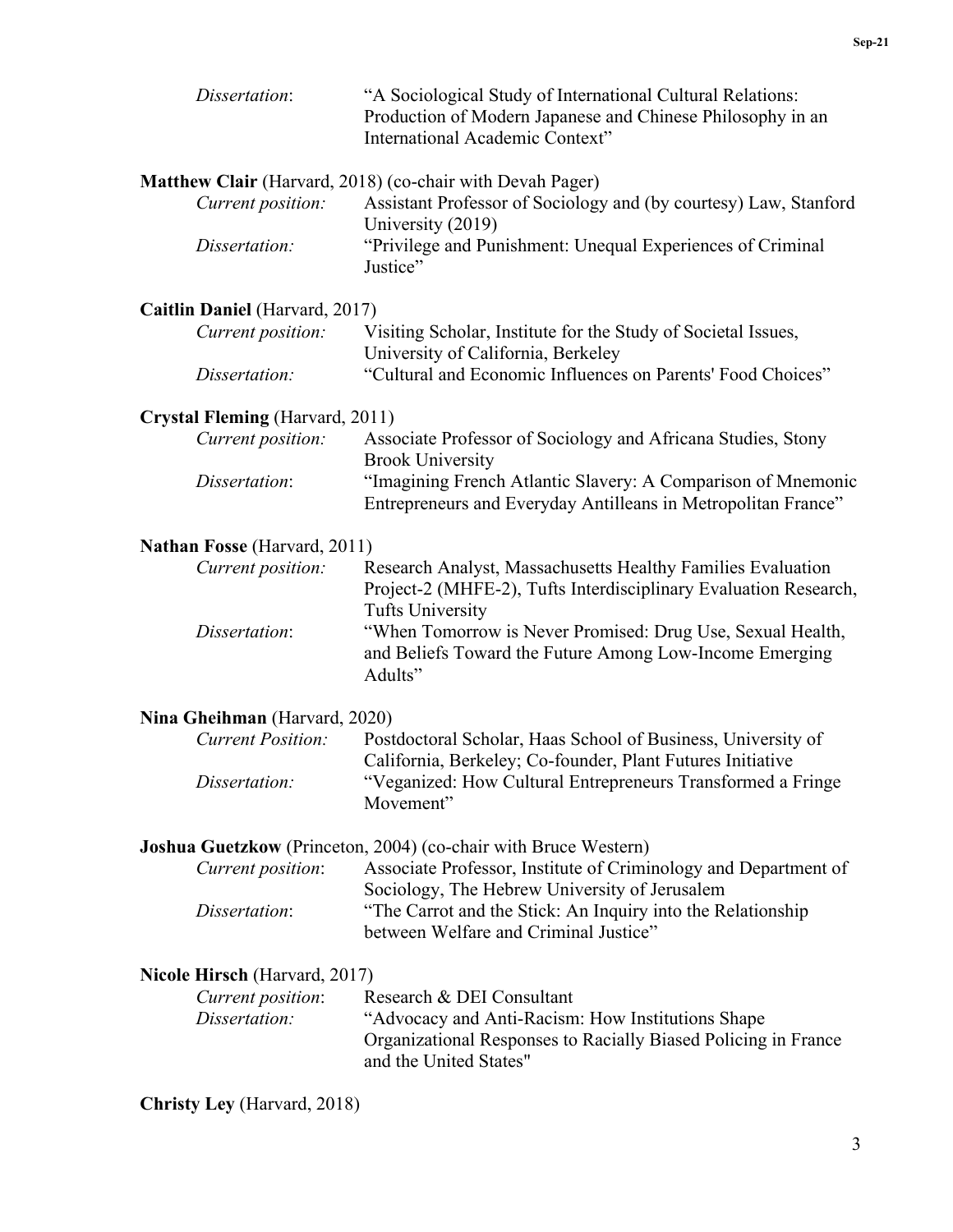*Dissertation*: "A Sociological Study of International Cultural Relations: Production of Modern Japanese and Chinese Philosophy in an International Academic Context"

**Matthew Clair** (Harvard, 2018) (co-chair with Devah Pager)
*Current position:* Assistant Professor of Sociology and (by courtesy) Law, Stanford University (2019)
*Dissertation:* "Privilege and Punishment: Unequal Experiences of Criminal Justice"

**Caitlin Daniel** (Harvard, 2017)
*Current position:* Visiting Scholar, Institute for the Study of Societal Issues, University of California, Berkeley
*Dissertation:* "Cultural and Economic Influences on Parents' Food Choices"

**Crystal Fleming** (Harvard, 2011)
*Current position:* Associate Professor of Sociology and Africana Studies, Stony Brook University
*Dissertation*: "Imagining French Atlantic Slavery: A Comparison of Mnemonic Entrepreneurs and Everyday Antilleans in Metropolitan France"

**Nathan Fosse** (Harvard, 2011)
*Current position:* Research Analyst, Massachusetts Healthy Families Evaluation Project-2 (MHFE-2), Tufts Interdisciplinary Evaluation Research, Tufts University
*Dissertation*: "When Tomorrow is Never Promised: Drug Use, Sexual Health, and Beliefs Toward the Future Among Low-Income Emerging Adults"

**Nina Gheihman** (Harvard, 2020)
*Current Position:* Postdoctoral Scholar, Haas School of Business, University of California, Berkeley; Co-founder, Plant Futures Initiative
*Dissertation:* "Veganized: How Cultural Entrepreneurs Transformed a Fringe Movement"

**Joshua Guetzkow** (Princeton, 2004) (co-chair with Bruce Western)
*Current position*: Associate Professor, Institute of Criminology and Department of Sociology, The Hebrew University of Jerusalem
*Dissertation*: "The Carrot and the Stick: An Inquiry into the Relationship between Welfare and Criminal Justice"

**Nicole Hirsch** (Harvard, 2017)
*Current position*: Research & DEI Consultant
*Dissertation:* "Advocacy and Anti-Racism: How Institutions Shape Organizational Responses to Racially Biased Policing in France and the United States"

**Christy Ley** (Harvard, 2018)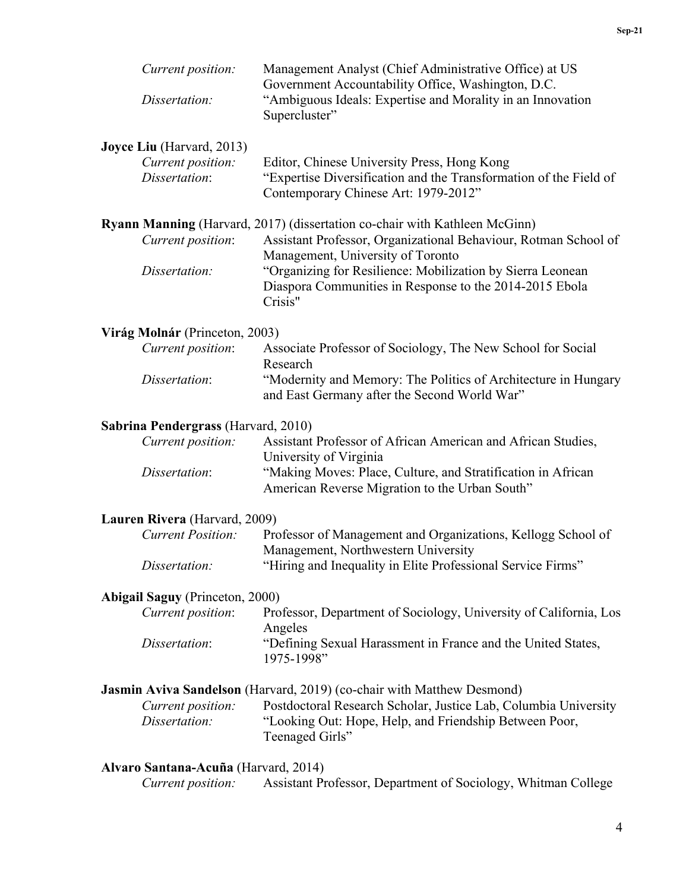*Current position:* Management Analyst (Chief Administrative Office) at US Government Accountability Office, Washington, D.C.
*Dissertation:* "Ambiguous Ideals: Expertise and Morality in an Innovation Supercluster"

**Joyce Liu** (Harvard, 2013)
*Current position:* Editor, Chinese University Press, Hong Kong
*Dissertation*: "Expertise Diversification and the Transformation of the Field of Contemporary Chinese Art: 1979-2012"

**Ryann Manning** (Harvard, 2017) (dissertation co-chair with Kathleen McGinn)
*Current position*: Assistant Professor, Organizational Behaviour, Rotman School of Management, University of Toronto
*Dissertation:* "Organizing for Resilience: Mobilization by Sierra Leonean Diaspora Communities in Response to the 2014-2015 Ebola Crisis"

**Virág Molnár** (Princeton, 2003)
*Current position*: Associate Professor of Sociology, The New School for Social Research
*Dissertation*: "Modernity and Memory: The Politics of Architecture in Hungary and East Germany after the Second World War"

**Sabrina Pendergrass** (Harvard, 2010)
*Current position:* Assistant Professor of African American and African Studies, University of Virginia
*Dissertation*: "Making Moves: Place, Culture, and Stratification in African American Reverse Migration to the Urban South"

**Lauren Rivera** (Harvard, 2009)
*Current Position:* Professor of Management and Organizations, Kellogg School of Management, Northwestern University
*Dissertation:* "Hiring and Inequality in Elite Professional Service Firms"

**Abigail Saguy** (Princeton, 2000)
*Current position*: Professor, Department of Sociology, University of California, Los Angeles
*Dissertation*: "Defining Sexual Harassment in France and the United States, 1975-1998"

**Jasmin Aviva Sandelson** (Harvard, 2019) (co-chair with Matthew Desmond)
*Current position:* Postdoctoral Research Scholar, Justice Lab, Columbia University
*Dissertation:* "Looking Out: Hope, Help, and Friendship Between Poor, Teenaged Girls"

**Alvaro Santana-Acuña** (Harvard, 2014)
*Current position:* Assistant Professor, Department of Sociology, Whitman College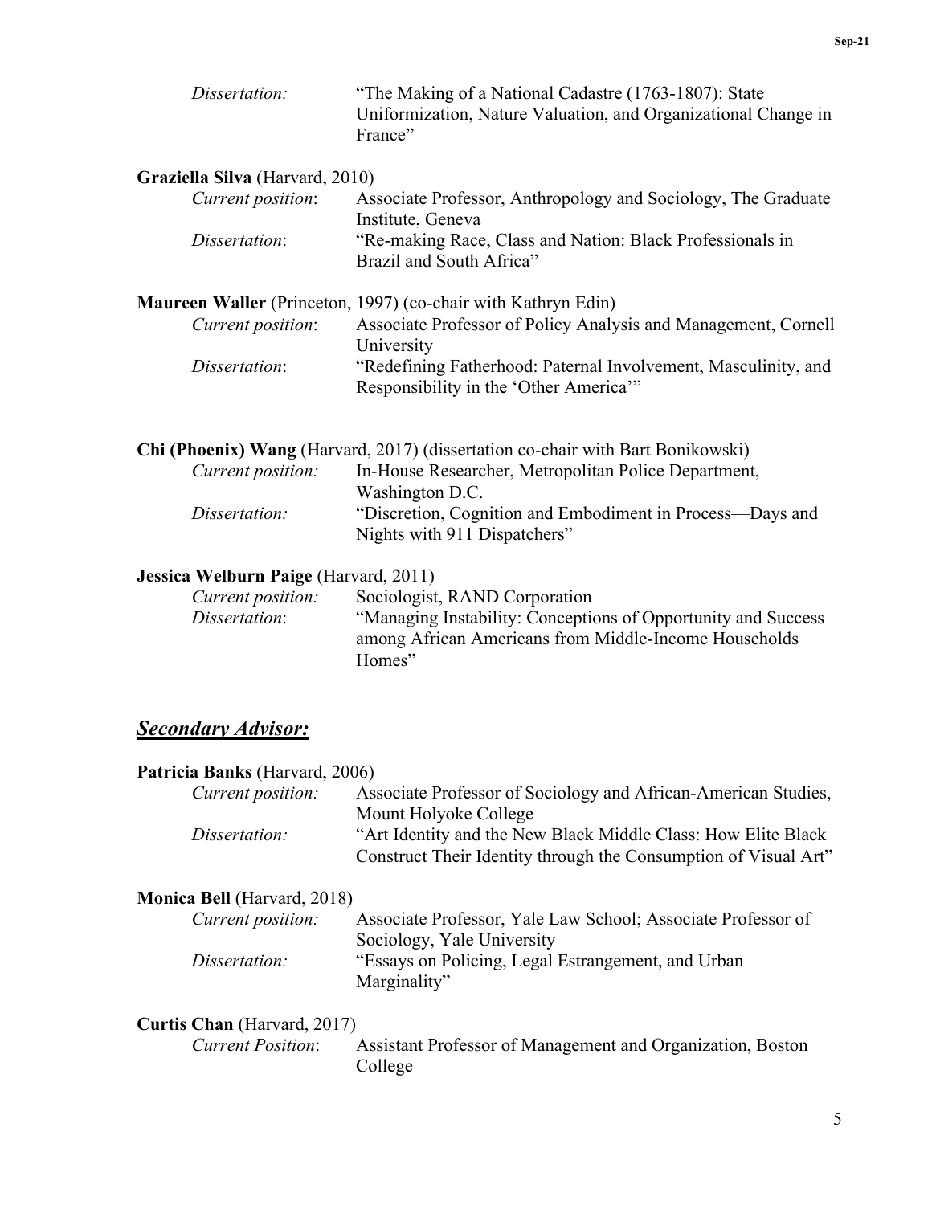*Dissertation:* "The Making of a National Cadastre (1763-1807): State Uniformization, Nature Valuation, and Organizational Change in France"

**Graziella Silva** (Harvard, 2010)
*Current position*: Associate Professor, Anthropology and Sociology, The Graduate Institute, Geneva
*Dissertation*: "Re-making Race, Class and Nation: Black Professionals in Brazil and South Africa"

**Maureen Waller** (Princeton, 1997) (co-chair with Kathryn Edin)
*Current position*: Associate Professor of Policy Analysis and Management, Cornell University
*Dissertation*: "Redefining Fatherhood: Paternal Involvement, Masculinity, and Responsibility in the 'Other America'"

**Chi (Phoenix) Wang** (Harvard, 2017) (dissertation co-chair with Bart Bonikowski)
*Current position:* In-House Researcher, Metropolitan Police Department, Washington D.C.
*Dissertation:* "Discretion, Cognition and Embodiment in Process—Days and Nights with 911 Dispatchers"

**Jessica Welburn Paige** (Harvard, 2011)
*Current position:* Sociologist, RAND Corporation
*Dissertation*: "Managing Instability: Conceptions of Opportunity and Success among African Americans from Middle-Income Households Homes"

## ***Secondary Advisor:***

**Patricia Banks** (Harvard, 2006)
*Current position:* Associate Professor of Sociology and African-American Studies, Mount Holyoke College
*Dissertation:* "Art Identity and the New Black Middle Class: How Elite Black Construct Their Identity through the Consumption of Visual Art"

**Monica Bell** (Harvard, 2018)
*Current position:* Associate Professor, Yale Law School; Associate Professor of Sociology, Yale University
*Dissertation:* "Essays on Policing, Legal Estrangement, and Urban Marginality"

**Curtis Chan** (Harvard, 2017)
*Current Position*: Assistant Professor of Management and Organization, Boston College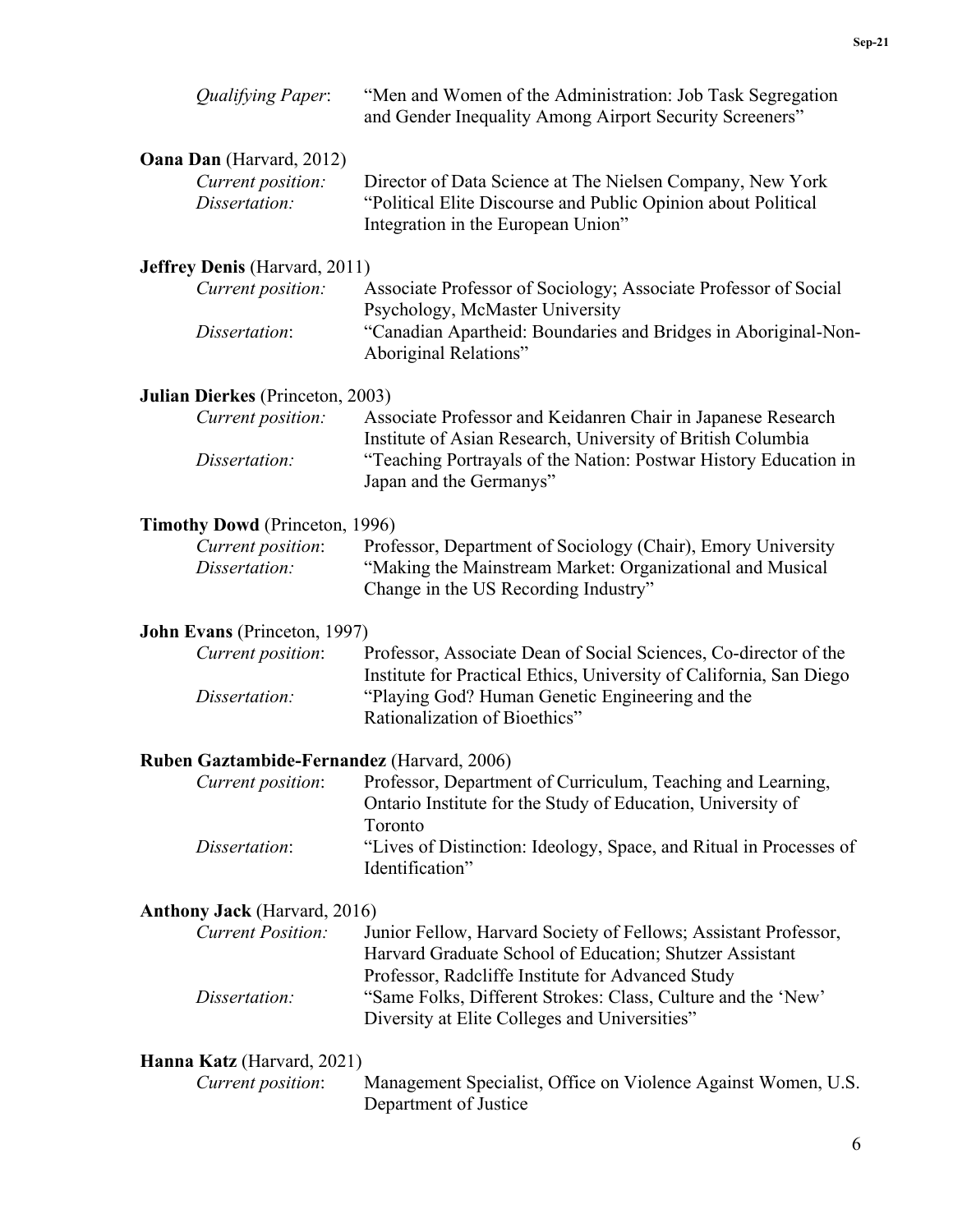*Qualifying Paper*: "Men and Women of the Administration: Job Task Segregation and Gender Inequality Among Airport Security Screeners"

**Oana Dan** (Harvard, 2012)
*Current position:* Director of Data Science at The Nielsen Company, New York
*Dissertation:* "Political Elite Discourse and Public Opinion about Political Integration in the European Union"

**Jeffrey Denis** (Harvard, 2011)
*Current position:* Associate Professor of Sociology; Associate Professor of Social Psychology, McMaster University
*Dissertation*: "Canadian Apartheid: Boundaries and Bridges in Aboriginal-Non-Aboriginal Relations"

**Julian Dierkes** (Princeton, 2003)
*Current position:* Associate Professor and Keidanren Chair in Japanese Research Institute of Asian Research, University of British Columbia
*Dissertation:* "Teaching Portrayals of the Nation: Postwar History Education in Japan and the Germanys"

**Timothy Dowd** (Princeton, 1996)
*Current position*: Professor, Department of Sociology (Chair), Emory University
*Dissertation:* "Making the Mainstream Market: Organizational and Musical Change in the US Recording Industry"

**John Evans** (Princeton, 1997)
*Current position*: Professor, Associate Dean of Social Sciences, Co-director of the Institute for Practical Ethics, University of California, San Diego
*Dissertation:* "Playing God? Human Genetic Engineering and the Rationalization of Bioethics"

**Ruben Gaztambide-Fernandez** (Harvard, 2006)
*Current position*: Professor, Department of Curriculum, Teaching and Learning, Ontario Institute for the Study of Education, University of Toronto
*Dissertation*: "Lives of Distinction: Ideology, Space, and Ritual in Processes of Identification"

**Anthony Jack** (Harvard, 2016)
*Current Position:* Junior Fellow, Harvard Society of Fellows; Assistant Professor, Harvard Graduate School of Education; Shutzer Assistant Professor, Radcliffe Institute for Advanced Study
*Dissertation:* "Same Folks, Different Strokes: Class, Culture and the 'New' Diversity at Elite Colleges and Universities"

**Hanna Katz** (Harvard, 2021)
*Current position*: Management Specialist, Office on Violence Against Women, U.S. Department of Justice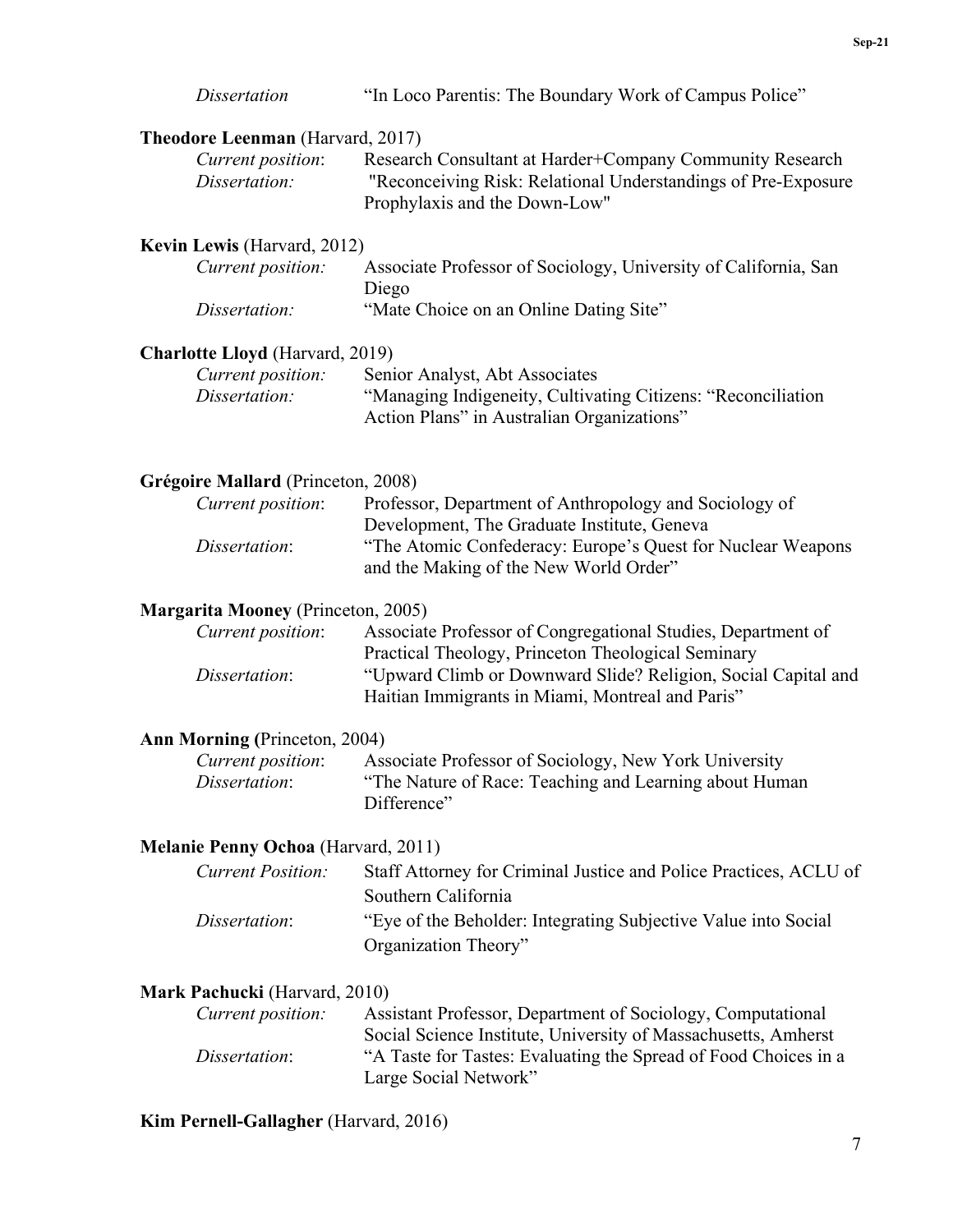*Dissertation* "In Loco Parentis: The Boundary Work of Campus Police"

**Theodore Leenman** (Harvard, 2017)

*Current position*: Research Consultant at Harder+Company Community Research
*Dissertation:* "Reconceiving Risk: Relational Understandings of Pre-Exposure Prophylaxis and the Down-Low"

**Kevin Lewis** (Harvard, 2012)

*Current position:* Associate Professor of Sociology, University of California, San Diego
*Dissertation:* "Mate Choice on an Online Dating Site"

**Charlotte Lloyd** (Harvard, 2019)

*Current position:* Senior Analyst, Abt Associates
*Dissertation:* "Managing Indigeneity, Cultivating Citizens: "Reconciliation Action Plans" in Australian Organizations"

**Grégoire Mallard** (Princeton, 2008)

*Current position*: Professor, Department of Anthropology and Sociology of Development, The Graduate Institute, Geneva
*Dissertation*: "The Atomic Confederacy: Europe's Quest for Nuclear Weapons and the Making of the New World Order"

**Margarita Mooney** (Princeton, 2005)

*Current position*: Associate Professor of Congregational Studies, Department of Practical Theology, Princeton Theological Seminary
*Dissertation*: "Upward Climb or Downward Slide? Religion, Social Capital and Haitian Immigrants in Miami, Montreal and Paris"

**Ann Morning (**Princeton, 2004)

*Current position*: Associate Professor of Sociology, New York University
*Dissertation*: "The Nature of Race: Teaching and Learning about Human Difference"

**Melanie Penny Ochoa** (Harvard, 2011)

*Current Position:* Staff Attorney for Criminal Justice and Police Practices, ACLU of Southern California
*Dissertation*: "Eye of the Beholder: Integrating Subjective Value into Social Organization Theory"

**Mark Pachucki** (Harvard, 2010)

*Current position:* Assistant Professor, Department of Sociology, Computational Social Science Institute, University of Massachusetts, Amherst
*Dissertation*: "A Taste for Tastes: Evaluating the Spread of Food Choices in a Large Social Network"

**Kim Pernell-Gallagher** (Harvard, 2016)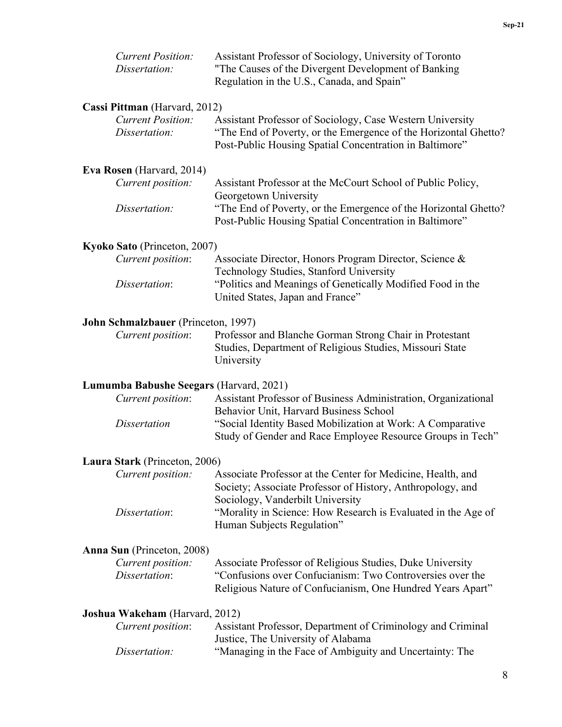*Current Position:* Assistant Professor of Sociology, University of Toronto
*Dissertation:* "The Causes of the Divergent Development of Banking Regulation in the U.S., Canada, and Spain"

**Cassi Pittman** (Harvard, 2012)
*Current Position:* Assistant Professor of Sociology, Case Western University
*Dissertation:* "The End of Poverty, or the Emergence of the Horizontal Ghetto? Post-Public Housing Spatial Concentration in Baltimore"

**Eva Rosen** (Harvard, 2014)
*Current position:* Assistant Professor at the McCourt School of Public Policy, Georgetown University
*Dissertation:* "The End of Poverty, or the Emergence of the Horizontal Ghetto? Post-Public Housing Spatial Concentration in Baltimore"

**Kyoko Sato** (Princeton, 2007)
*Current position*: Associate Director, Honors Program Director, Science & Technology Studies, Stanford University
*Dissertation*: "Politics and Meanings of Genetically Modified Food in the United States, Japan and France"

**John Schmalzbauer** (Princeton, 1997)
*Current position*: Professor and Blanche Gorman Strong Chair in Protestant Studies, Department of Religious Studies, Missouri State University

**Lumumba Babushe Seegars** (Harvard, 2021)
*Current position*: Assistant Professor of Business Administration, Organizational Behavior Unit, Harvard Business School
*Dissertation* "Social Identity Based Mobilization at Work: A Comparative Study of Gender and Race Employee Resource Groups in Tech"

**Laura Stark** (Princeton, 2006)
*Current position:* Associate Professor at the Center for Medicine, Health, and Society; Associate Professor of History, Anthropology, and Sociology, Vanderbilt University
*Dissertation*: "Morality in Science: How Research is Evaluated in the Age of Human Subjects Regulation"

**Anna Sun** (Princeton, 2008)
*Current position:* Associate Professor of Religious Studies, Duke University
*Dissertation*: "Confusions over Confucianism: Two Controversies over the Religious Nature of Confucianism, One Hundred Years Apart"

**Joshua Wakeham** (Harvard, 2012)
*Current position*: Assistant Professor, Department of Criminology and Criminal Justice, The University of Alabama
*Dissertation:* "Managing in the Face of Ambiguity and Uncertainty: The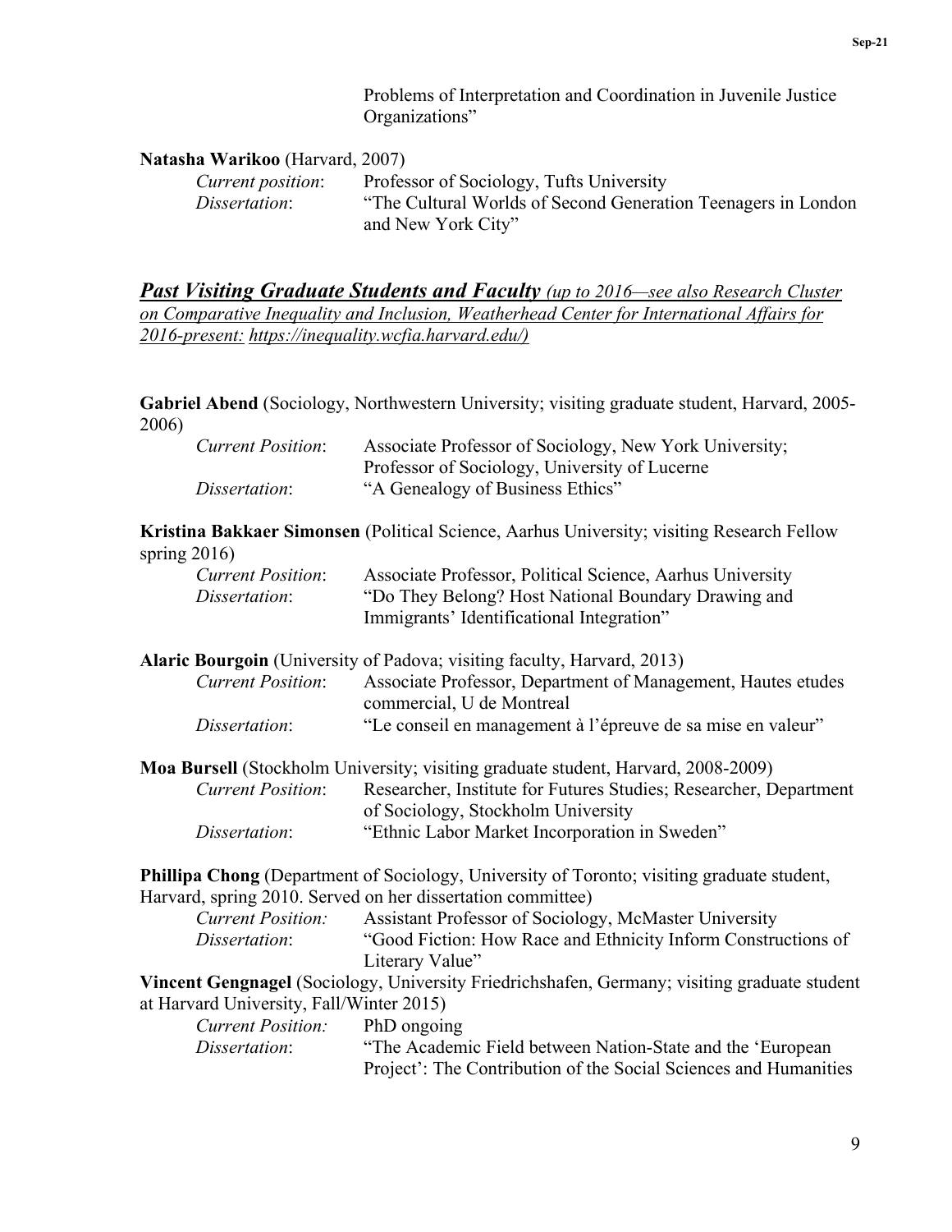Problems of Interpretation and Coordination in Juvenile Justice Organizations"

**Natasha Warikoo** (Harvard, 2007)

*Current position*: Professor of Sociology, Tufts University
*Dissertation*: "The Cultural Worlds of Second Generation Teenagers in London and New York City"

## ***Past Visiting Graduate Students and Faculty*** *(up to 2016—see also Research Cluster on Comparative Inequality and Inclusion, Weatherhead Center for International Affairs for 2016-present: https://inequality.wcfia.harvard.edu/)*

**Gabriel Abend** (Sociology, Northwestern University; visiting graduate student, Harvard, 2005-2006)

*Current Position*: Associate Professor of Sociology, New York University; Professor of Sociology, University of Lucerne
*Dissertation*: "A Genealogy of Business Ethics"

**Kristina Bakkaer Simonsen** (Political Science, Aarhus University; visiting Research Fellow spring 2016)

*Current Position*: Associate Professor, Political Science, Aarhus University
*Dissertation*: "Do They Belong? Host National Boundary Drawing and Immigrants' Identificational Integration"

**Alaric Bourgoin** (University of Padova; visiting faculty, Harvard, 2013)

*Current Position*: Associate Professor, Department of Management, Hautes etudes commercial, U de Montreal
*Dissertation*: "Le conseil en management à l'épreuve de sa mise en valeur"

**Moa Bursell** (Stockholm University; visiting graduate student, Harvard, 2008-2009)

*Current Position*: Researcher, Institute for Futures Studies; Researcher, Department of Sociology, Stockholm University
*Dissertation*: "Ethnic Labor Market Incorporation in Sweden"

**Phillipa Chong** (Department of Sociology, University of Toronto; visiting graduate student, Harvard, spring 2010. Served on her dissertation committee)

*Current Position:* Assistant Professor of Sociology, McMaster University
*Dissertation*: "Good Fiction: How Race and Ethnicity Inform Constructions of Literary Value"

**Vincent Gengnagel** (Sociology, University Friedrichshafen, Germany; visiting graduate student at Harvard University, Fall/Winter 2015)

*Current Position:* PhD ongoing
*Dissertation*: "The Academic Field between Nation-State and the 'European Project': The Contribution of the Social Sciences and Humanities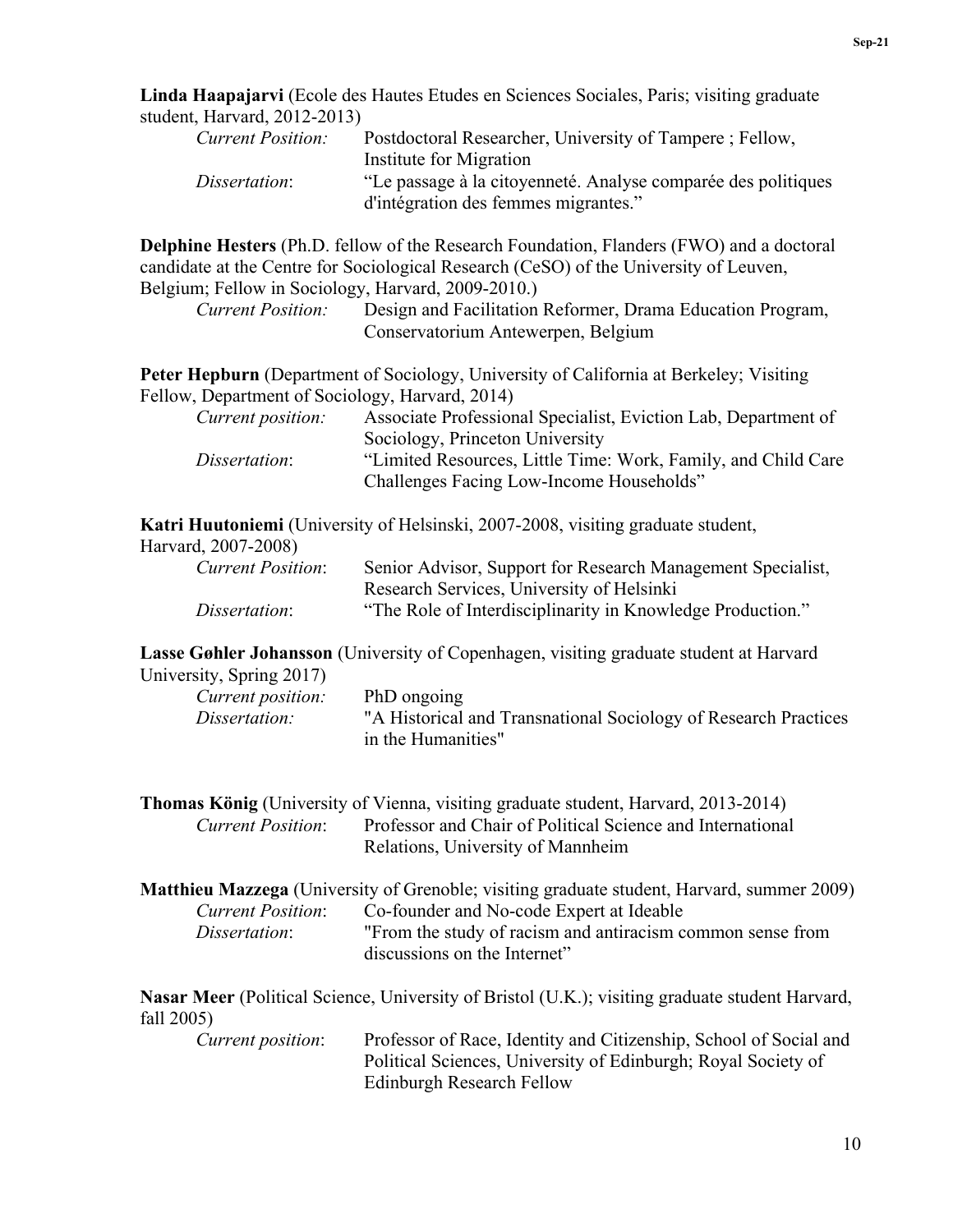**Linda Haapajarvi** (Ecole des Hautes Etudes en Sciences Sociales, Paris; visiting graduate student, Harvard, 2012-2013)

*Current Position:* Postdoctoral Researcher, University of Tampere ; Fellow, Institute for Migration

*Dissertation*: "Le passage à la citoyenneté. Analyse comparée des politiques d'intégration des femmes migrantes."

**Delphine Hesters** (Ph.D. fellow of the Research Foundation, Flanders (FWO) and a doctoral candidate at the Centre for Sociological Research (CeSO) of the University of Leuven, Belgium; Fellow in Sociology, Harvard, 2009-2010.)

*Current Position:* Design and Facilitation Reformer, Drama Education Program, Conservatorium Antewerpen, Belgium

**Peter Hepburn** (Department of Sociology, University of California at Berkeley; Visiting Fellow, Department of Sociology, Harvard, 2014)

*Current position:* Associate Professional Specialist, Eviction Lab, Department of Sociology, Princeton University

*Dissertation*: "Limited Resources, Little Time: Work, Family, and Child Care Challenges Facing Low-Income Households"

**Katri Huutoniemi** (University of Helsinki, 2007-2008, visiting graduate student, Harvard, 2007-2008)

*Current Position*: Senior Advisor, Support for Research Management Specialist, Research Services, University of Helsinki

*Dissertation*: "The Role of Interdisciplinarity in Knowledge Production."

**Lasse Gøhler Johansson** (University of Copenhagen, visiting graduate student at Harvard University, Spring 2017)

*Current position:* PhD ongoing

*Dissertation:* "A Historical and Transnational Sociology of Research Practices in the Humanities"

**Thomas König** (University of Vienna, visiting graduate student, Harvard, 2013-2014)

*Current Position*: Professor and Chair of Political Science and International Relations, University of Mannheim

**Matthieu Mazzega** (University of Grenoble; visiting graduate student, Harvard, summer 2009)

*Current Position*: Co-founder and No-code Expert at Ideable

*Dissertation*: "From the study of racism and antiracism common sense from discussions on the Internet"

**Nasar Meer** (Political Science, University of Bristol (U.K.); visiting graduate student Harvard, fall 2005)

*Current position*: Professor of Race, Identity and Citizenship, School of Social and Political Sciences, University of Edinburgh; Royal Society of Edinburgh Research Fellow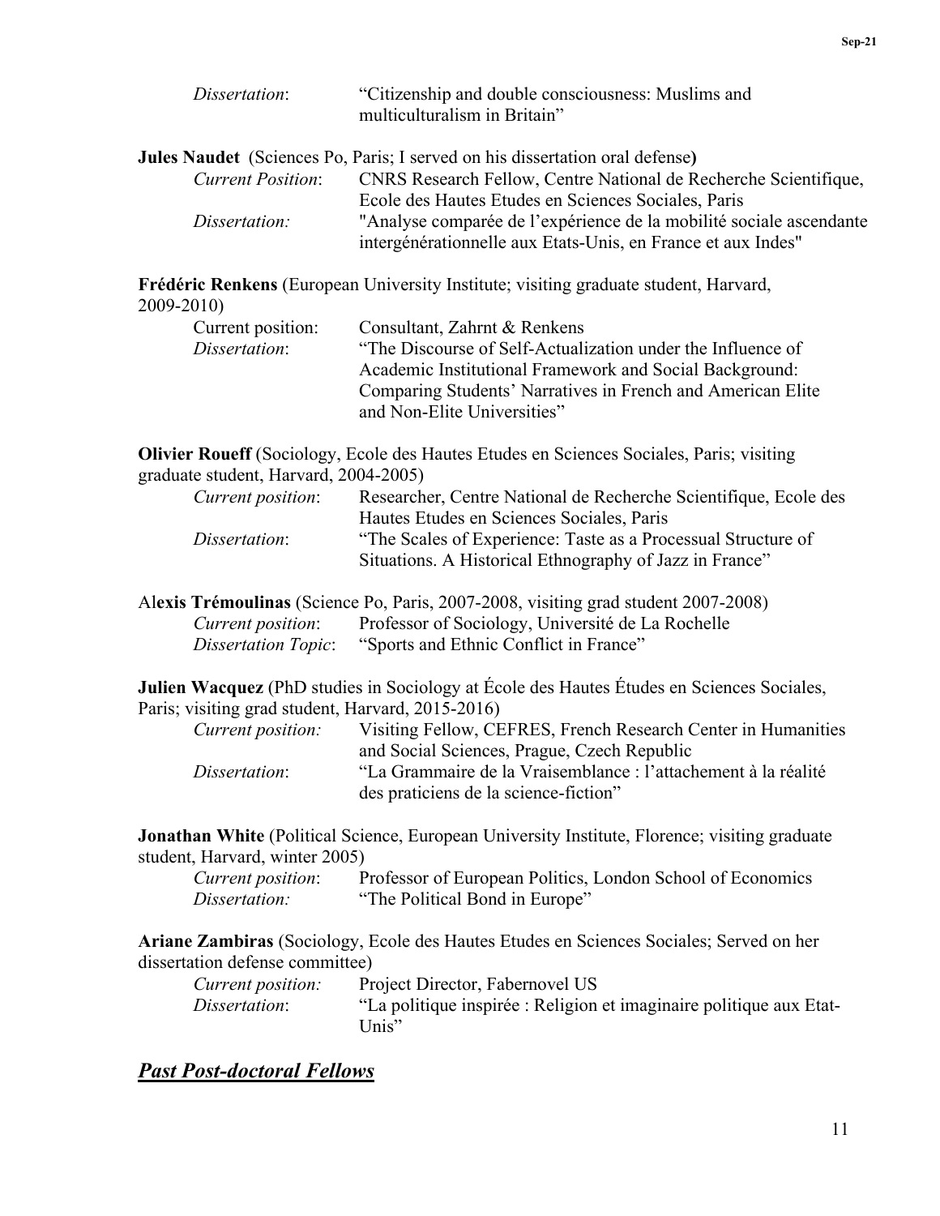*Dissertation*: "Citizenship and double consciousness: Muslims and multiculturalism in Britain"

**Jules Naudet** (Sciences Po, Paris; I served on his dissertation oral defense**)**

*Current Position*: CNRS Research Fellow, Centre National de Recherche Scientifique, Ecole des Hautes Etudes en Sciences Sociales, Paris

*Dissertation:* "Analyse comparée de l'expérience de la mobilité sociale ascendante intergénérationnelle aux Etats-Unis, en France et aux Indes"

**Frédéric Renkens** (European University Institute; visiting graduate student, Harvard, 2009-2010)

Current position: Consultant, Zahrnt & Renkens

*Dissertation*: "The Discourse of Self-Actualization under the Influence of Academic Institutional Framework and Social Background: Comparing Students' Narratives in French and American Elite and Non-Elite Universities"

**Olivier Roueff** (Sociology, Ecole des Hautes Etudes en Sciences Sociales, Paris; visiting graduate student, Harvard, 2004-2005)

*Current position*: Researcher, Centre National de Recherche Scientifique, Ecole des Hautes Etudes en Sciences Sociales, Paris

*Dissertation*: "The Scales of Experience: Taste as a Processual Structure of Situations. A Historical Ethnography of Jazz in France"

Al**exis Trémoulinas** (Science Po, Paris, 2007-2008, visiting grad student 2007-2008)

*Current position*: Professor of Sociology, Université de La Rochelle

*Dissertation Topic*: "Sports and Ethnic Conflict in France"

**Julien Wacquez** (PhD studies in Sociology at École des Hautes Études en Sciences Sociales, Paris; visiting grad student, Harvard, 2015-2016)

*Current position:* Visiting Fellow, CEFRES, French Research Center in Humanities and Social Sciences, Prague, Czech Republic

*Dissertation*: "La Grammaire de la Vraisemblance : l'attachement à la réalité des praticiens de la science-fiction"

**Jonathan White** (Political Science, European University Institute, Florence; visiting graduate student, Harvard, winter 2005)

*Current position*: Professor of European Politics, London School of Economics

*Dissertation:* "The Political Bond in Europe"

**Ariane Zambiras** (Sociology, Ecole des Hautes Etudes en Sciences Sociales; Served on her dissertation defense committee)

*Current position:* Project Director, Fabernovel US

*Dissertation*: "La politique inspirée : Religion et imaginaire politique aux Etat-Unis"

## ***Past Post-doctoral Fellows***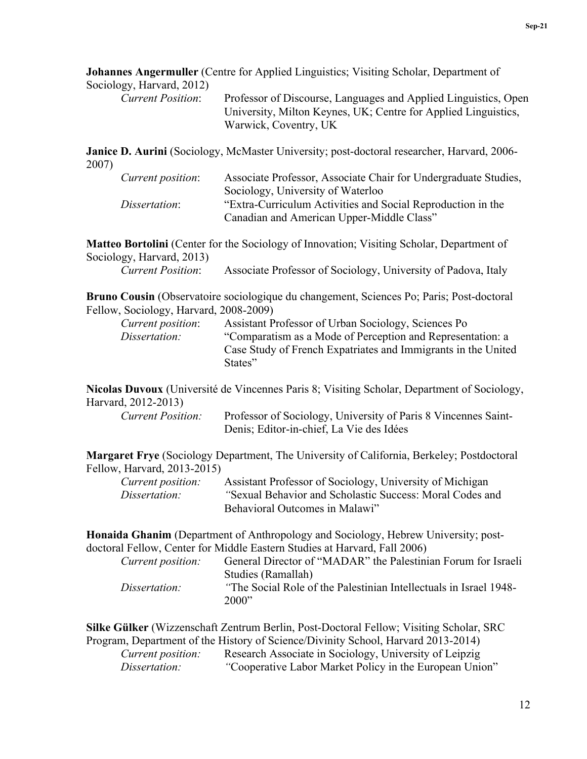**Johannes Angermuller** (Centre for Applied Linguistics; Visiting Scholar, Department of Sociology, Harvard, 2012)

*Current Position*: Professor of Discourse, Languages and Applied Linguistics, Open University, Milton Keynes, UK; Centre for Applied Linguistics, Warwick, Coventry, UK

**Janice D. Aurini** (Sociology, McMaster University; post-doctoral researcher, Harvard, 2006-2007)

*Current position*: Associate Professor, Associate Chair for Undergraduate Studies, Sociology, University of Waterloo

*Dissertation*: "Extra-Curriculum Activities and Social Reproduction in the Canadian and American Upper-Middle Class"

**Matteo Bortolini** (Center for the Sociology of Innovation; Visiting Scholar, Department of Sociology, Harvard, 2013)

*Current Position*: Associate Professor of Sociology, University of Padova, Italy

**Bruno Cousin** (Observatoire sociologique du changement, Sciences Po; Paris; Post-doctoral Fellow, Sociology, Harvard, 2008-2009)

*Current position*: Assistant Professor of Urban Sociology, Sciences Po

*Dissertation:* "Comparatism as a Mode of Perception and Representation: a Case Study of French Expatriates and Immigrants in the United States"

**Nicolas Duvoux** (Université de Vincennes Paris 8; Visiting Scholar, Department of Sociology, Harvard, 2012-2013)

*Current Position:* Professor of Sociology, University of Paris 8 Vincennes Saint-Denis; Editor-in-chief, La Vie des Idées

**Margaret Frye** (Sociology Department, The University of California, Berkeley; Postdoctoral Fellow, Harvard, 2013-2015)

*Current position:* Assistant Professor of Sociology, University of Michigan

*Dissertation:* "Sexual Behavior and Scholastic Success: Moral Codes and Behavioral Outcomes in Malawi"

**Honaida Ghanim** (Department of Anthropology and Sociology, Hebrew University; post-doctoral Fellow, Center for Middle Eastern Studies at Harvard, Fall 2006)

*Current position:* General Director of "MADAR" the Palestinian Forum for Israeli Studies (Ramallah)

*Dissertation:* "The Social Role of the Palestinian Intellectuals in Israel 1948-2000"

**Silke Gülker** (Wizzenschaft Zentrum Berlin, Post-Doctoral Fellow; Visiting Scholar, SRC Program, Department of the History of Science/Divinity School, Harvard 2013-2014)

*Current position:* Research Associate in Sociology, University of Leipzig

*Dissertation:* "Cooperative Labor Market Policy in the European Union"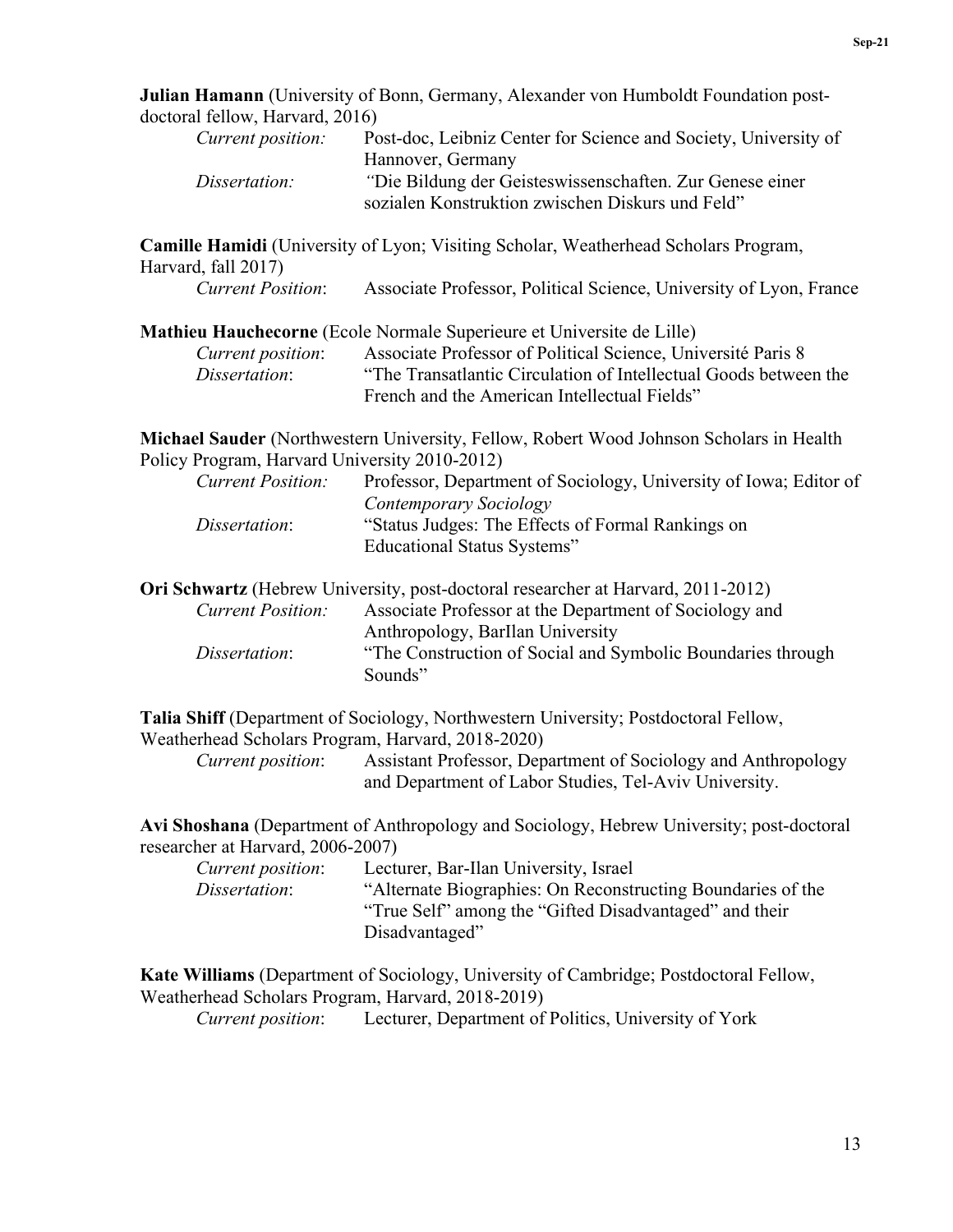**Julian Hamann** (University of Bonn, Germany, Alexander von Humboldt Foundation post-doctoral fellow, Harvard, 2016)

*Current position:* Post-doc, Leibniz Center for Science and Society, University of Hannover, Germany

*Dissertation:* *"*Die Bildung der Geisteswissenschaften. Zur Genese einer sozialen Konstruktion zwischen Diskurs und Feld"

**Camille Hamidi** (University of Lyon; Visiting Scholar, Weatherhead Scholars Program, Harvard, fall 2017)

*Current Position*: Associate Professor, Political Science, University of Lyon, France

**Mathieu Hauchecorne** (Ecole Normale Superieure et Universite de Lille)

*Current position*: Associate Professor of Political Science, Université Paris 8

*Dissertation*: "The Transatlantic Circulation of Intellectual Goods between the French and the American Intellectual Fields"

**Michael Sauder** (Northwestern University, Fellow, Robert Wood Johnson Scholars in Health Policy Program, Harvard University 2010-2012)

*Current Position:* Professor, Department of Sociology, University of Iowa; Editor of *Contemporary Sociology*

*Dissertation*: "Status Judges: The Effects of Formal Rankings on Educational Status Systems"

**Ori Schwartz** (Hebrew University, post-doctoral researcher at Harvard, 2011-2012)

*Current Position:* Associate Professor at the Department of Sociology and Anthropology, BarIlan University

*Dissertation*: "The Construction of Social and Symbolic Boundaries through Sounds"

**Talia Shiff** (Department of Sociology, Northwestern University; Postdoctoral Fellow, Weatherhead Scholars Program, Harvard, 2018-2020)

*Current position*: Assistant Professor, Department of Sociology and Anthropology and Department of Labor Studies, Tel-Aviv University.

**Avi Shoshana** (Department of Anthropology and Sociology, Hebrew University; post-doctoral researcher at Harvard, 2006-2007)

*Current position*: Lecturer, Bar-Ilan University, Israel

*Dissertation*: "Alternate Biographies: On Reconstructing Boundaries of the "True Self" among the "Gifted Disadvantaged" and their Disadvantaged"

**Kate Williams** (Department of Sociology, University of Cambridge; Postdoctoral Fellow, Weatherhead Scholars Program, Harvard, 2018-2019)

*Current position*: Lecturer, Department of Politics, University of York